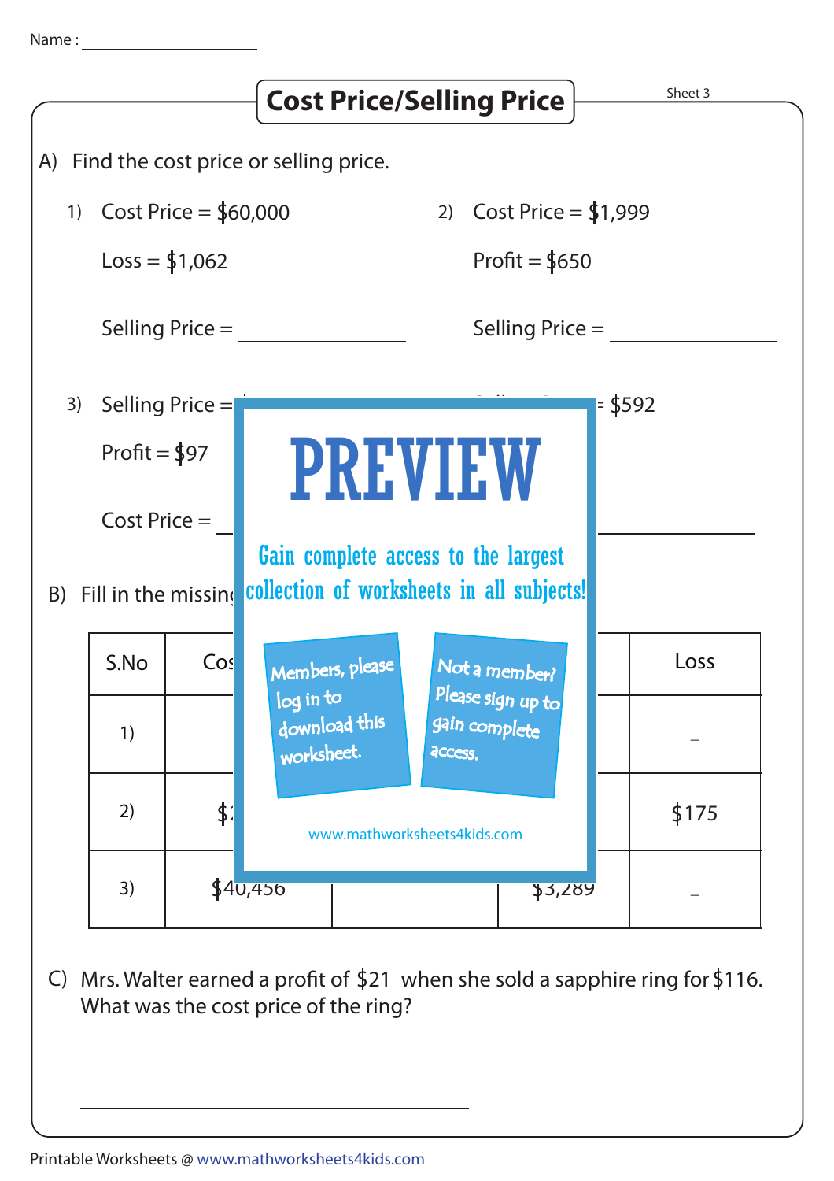Name : ________________

# Cost Price/Selling Price

Sheet 3

A) Find the cost price or selling price.

1) Cost Price = $60,000

Loss = $1,062

Selling Price = ____________

2) Cost Price = $1,999

Profit = $650

Selling Price = ____________

3) Selling Price =

Profit = $97

Cost Price = ____________

= $592

PREVIEW

Gain complete access to the largest collection of worksheets in all subjects!

Members, please log in to download this worksheet.

Not a member? Please sign up to gain complete access.

www.mathworksheets4kids.com

B) Fill in the missin

| S.No | Cos | | | Loss |
|---|---|---|---|---|
| 1) | | | | – |
| 2) | $ | | | $175 |
| 3) | $40,456 | | $3,289 | – |

C) Mrs. Walter earned a profit of $21 when she sold a sapphire ring for $116. What was the cost price of the ring?

____________________________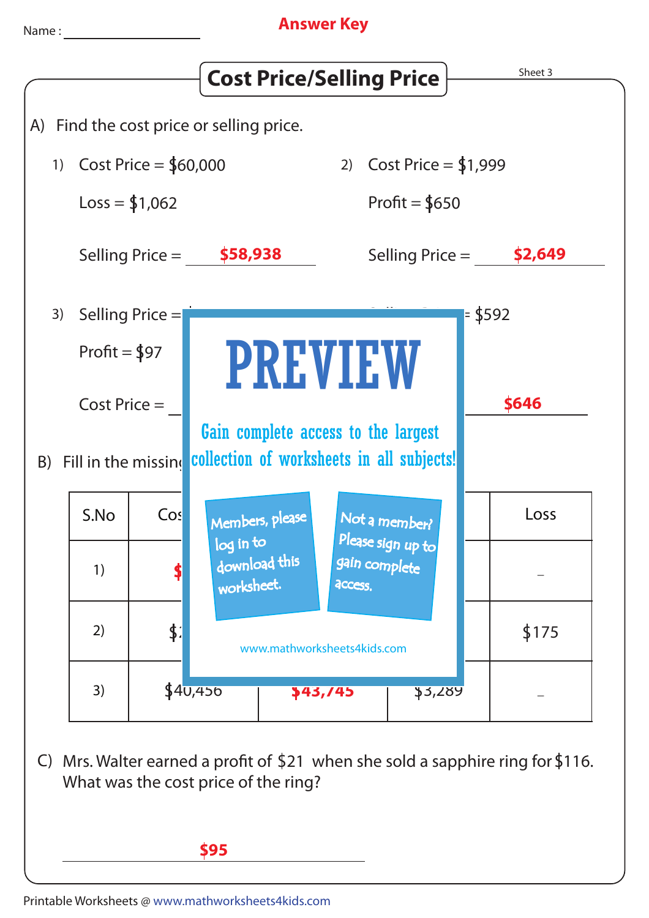Name : ________________

**Answer Key**

# Cost Price/Selling Price

Sheet 3

A) Find the cost price or selling price.

1) Cost Price = $60,000

Loss = $1,062

Selling Price = **$58,938**

2) Cost Price = $1,999

Profit = $650

Selling Price = **$2,649**

3) Selling Price =

Profit = $97

Cost Price =

= $592

**$646**

PREVIEW

Gain complete access to the largest collection of worksheets in all subjects!

Members, please log in to download this worksheet.

Not a member? Please sign up to gain complete access.

www.mathworksheets4kids.com

B) Fill in the missing

| S.No | Cos | | | Loss |
|---|---|---|---|---|
| 1) | $ | | | – |
| 2) | $ | | | $175 |
| 3) | $40,456 | **$43,745** | $3,289 | – |

C) Mrs. Walter earned a profit of $21 when she sold a sapphire ring for $116. What was the cost price of the ring?

**$95**